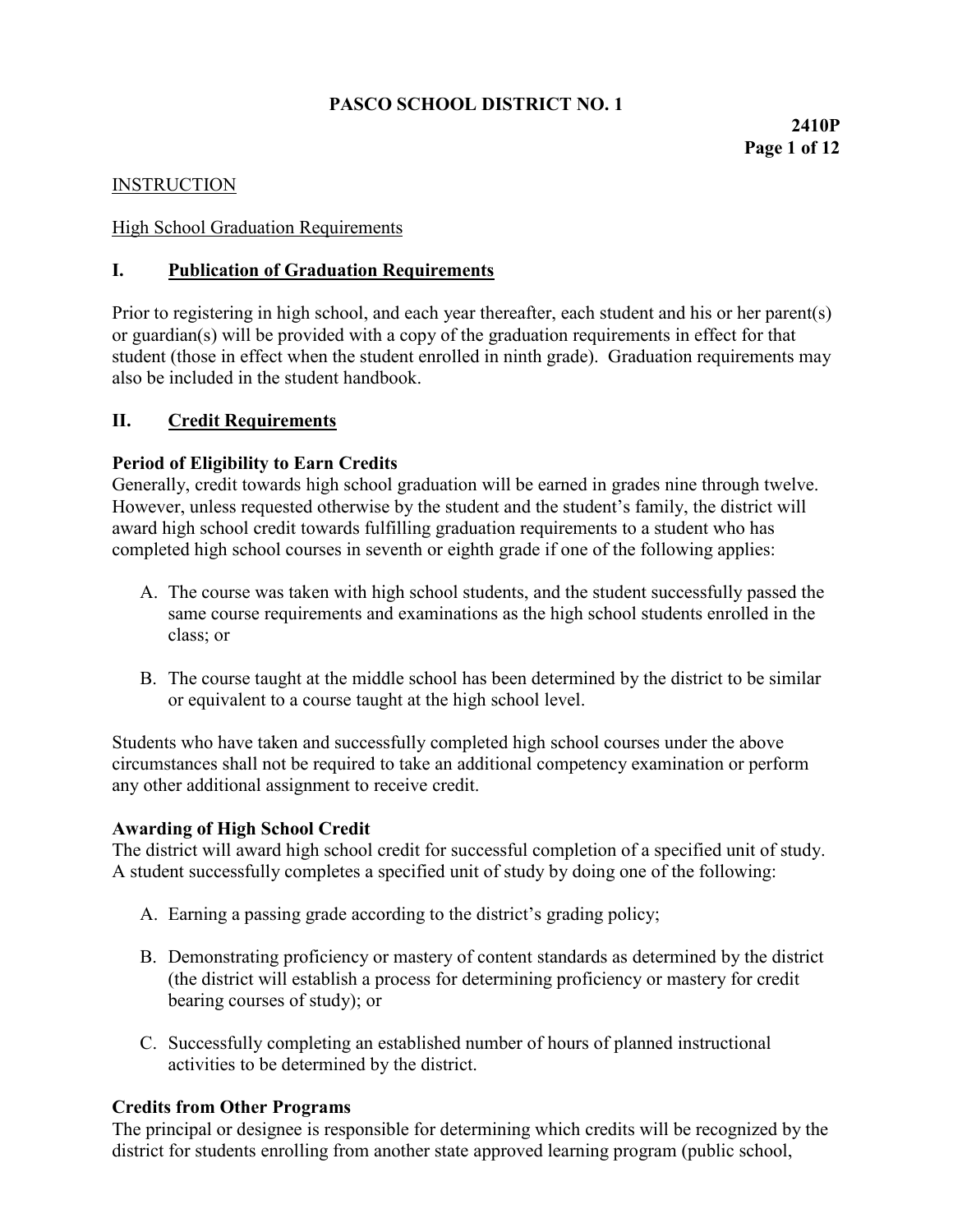# PASCO SCHOOL DISTRICT NO. 1

**2410P**

INSTRUCTION

High School Graduation Requirements

## I. Publication of Graduation Requirements

Prior to registering in high school, and each year thereafter, each student and his or her parent(s) or guardian(s) will be provided with a copy of the graduation requirements in effect for that student (those in effect when the student enrolled in ninth grade). Graduation requirements may also be included in the student handbook.

## II. Credit Requirements

**Period of Eligibility to Earn Credits**

Generally, credit towards high school graduation will be earned in grades nine through twelve. However, unless requested otherwise by the student and the student's family, the district will award high school credit towards fulfilling graduation requirements to a student who has completed high school courses in seventh or eighth grade if one of the following applies:

A. The course was taken with high school students, and the student successfully passed the same course requirements and examinations as the high school students enrolled in the class; or

B. The course taught at the middle school has been determined by the district to be similar or equivalent to a course taught at the high school level.

Students who have taken and successfully completed high school courses under the above circumstances shall not be required to take an additional competency examination or perform any other additional assignment to receive credit.

**Awarding of High School Credit**

The district will award high school credit for successful completion of a specified unit of study. A student successfully completes a specified unit of study by doing one of the following:

A. Earning a passing grade according to the district's grading policy;

B. Demonstrating proficiency or mastery of content standards as determined by the district (the district will establish a process for determining proficiency or mastery for credit bearing courses of study); or

C. Successfully completing an established number of hours of planned instructional activities to be determined by the district.

**Credits from Other Programs**

The principal or designee is responsible for determining which credits will be recognized by the district for students enrolling from another state approved learning program (public school,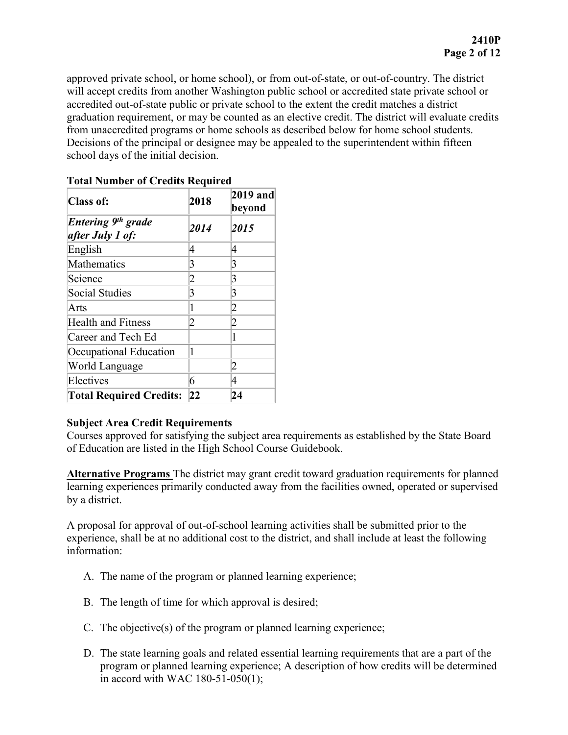approved private school, or home school), or from out-of-state, or out-of-country. The district will accept credits from another Washington public school or accredited state private school or accredited out-of-state public or private school to the extent the credit matches a district graduation requirement, or may be counted as an elective credit. The district will evaluate credits from unaccredited programs or home schools as described below for home school students. Decisions of the principal or designee may be appealed to the superintendent within fifteen school days of the initial decision.

**Total Number of Credits Required**

| **Class of:** | **2018** | **2019 and beyond** |
|---|---|---|
| ***Entering 9th grade after July 1 of:*** | *2014* | *2015* |
| English | 4 | 4 |
| Mathematics | 3 | 3 |
| Science | 2 | 3 |
| Social Studies | 3 | 3 |
| Arts | 1 | 2 |
| Health and Fitness | 2 | 2 |
| Career and Tech Ed | | 1 |
| Occupational Education | 1 | |
| World Language | | 2 |
| Electives | 6 | 4 |
| **Total Required Credits:** | **22** | **24** |

**Subject Area Credit Requirements**
Courses approved for satisfying the subject area requirements as established by the State Board of Education are listed in the High School Course Guidebook.

**Alternative Programs** The district may grant credit toward graduation requirements for planned learning experiences primarily conducted away from the facilities owned, operated or supervised by a district.

A proposal for approval of out-of-school learning activities shall be submitted prior to the experience, shall be at no additional cost to the district, and shall include at least the following information:

A. The name of the program or planned learning experience;

B. The length of time for which approval is desired;

C. The objective(s) of the program or planned learning experience;

D. The state learning goals and related essential learning requirements that are a part of the program or planned learning experience; A description of how credits will be determined in accord with WAC 180-51-050(1);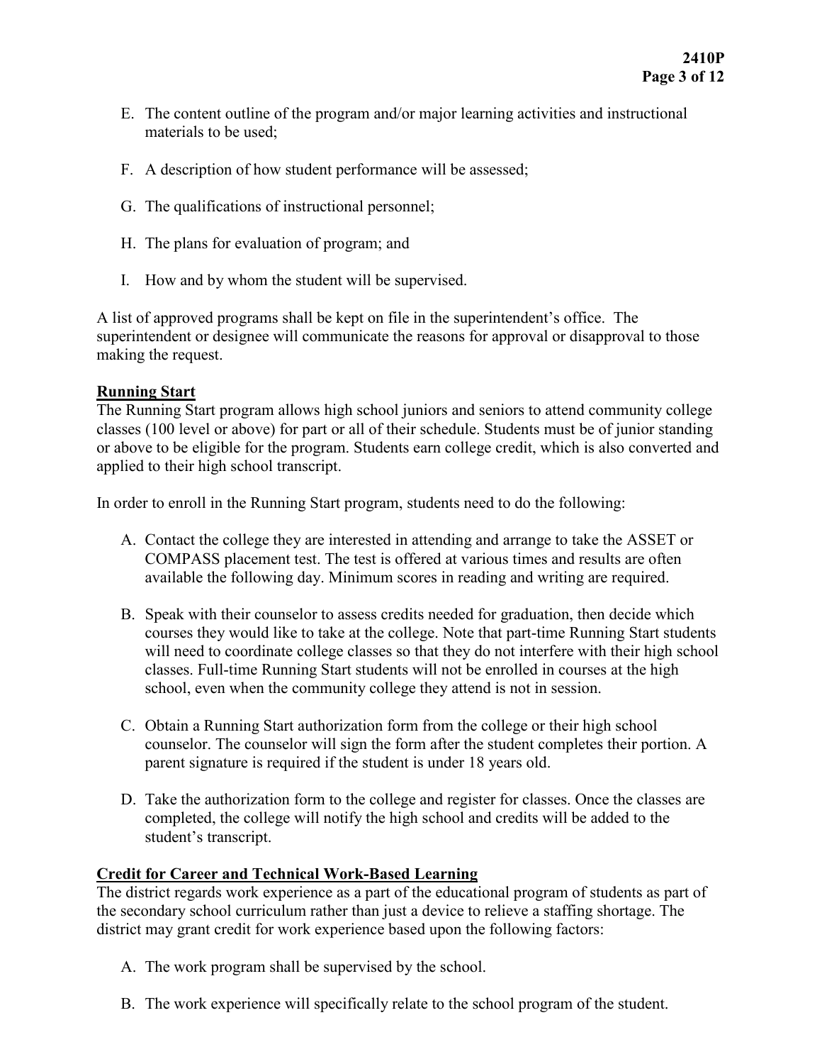E. The content outline of the program and/or major learning activities and instructional materials to be used;

F. A description of how student performance will be assessed;

G. The qualifications of instructional personnel;

H. The plans for evaluation of program; and

I. How and by whom the student will be supervised.

A list of approved programs shall be kept on file in the superintendent's office. The superintendent or designee will communicate the reasons for approval or disapproval to those making the request.

**Running Start**

The Running Start program allows high school juniors and seniors to attend community college classes (100 level or above) for part or all of their schedule. Students must be of junior standing or above to be eligible for the program. Students earn college credit, which is also converted and applied to their high school transcript.

In order to enroll in the Running Start program, students need to do the following:

A. Contact the college they are interested in attending and arrange to take the ASSET or COMPASS placement test. The test is offered at various times and results are often available the following day. Minimum scores in reading and writing are required.

B. Speak with their counselor to assess credits needed for graduation, then decide which courses they would like to take at the college. Note that part-time Running Start students will need to coordinate college classes so that they do not interfere with their high school classes. Full-time Running Start students will not be enrolled in courses at the high school, even when the community college they attend is not in session.

C. Obtain a Running Start authorization form from the college or their high school counselor. The counselor will sign the form after the student completes their portion. A parent signature is required if the student is under 18 years old.

D. Take the authorization form to the college and register for classes. Once the classes are completed, the college will notify the high school and credits will be added to the student's transcript.

**Credit for Career and Technical Work-Based Learning**

The district regards work experience as a part of the educational program of students as part of the secondary school curriculum rather than just a device to relieve a staffing shortage. The district may grant credit for work experience based upon the following factors:

A. The work program shall be supervised by the school.

B. The work experience will specifically relate to the school program of the student.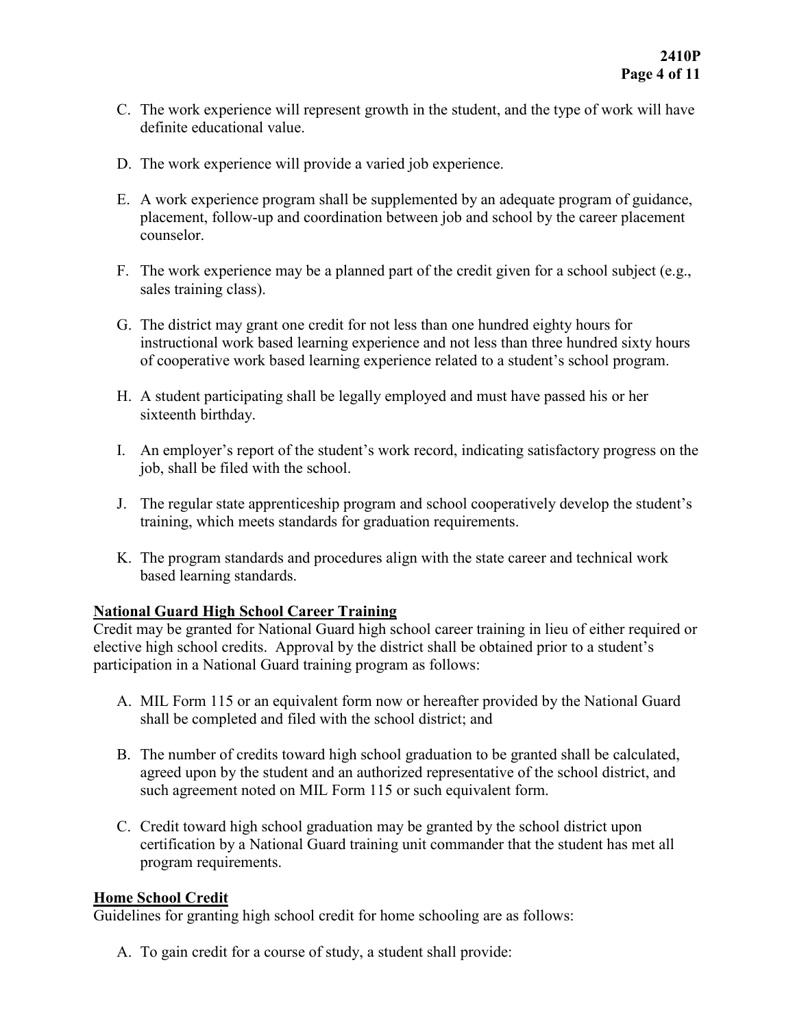C. The work experience will represent growth in the student, and the type of work will have definite educational value.

D. The work experience will provide a varied job experience.

E. A work experience program shall be supplemented by an adequate program of guidance, placement, follow-up and coordination between job and school by the career placement counselor.

F. The work experience may be a planned part of the credit given for a school subject (e.g., sales training class).

G. The district may grant one credit for not less than one hundred eighty hours for instructional work based learning experience and not less than three hundred sixty hours of cooperative work based learning experience related to a student's school program.

H. A student participating shall be legally employed and must have passed his or her sixteenth birthday.

I. An employer's report of the student's work record, indicating satisfactory progress on the job, shall be filed with the school.

J. The regular state apprenticeship program and school cooperatively develop the student's training, which meets standards for graduation requirements.

K. The program standards and procedures align with the state career and technical work based learning standards.

**National Guard High School Career Training**

Credit may be granted for National Guard high school career training in lieu of either required or elective high school credits. Approval by the district shall be obtained prior to a student's participation in a National Guard training program as follows:

A. MIL Form 115 or an equivalent form now or hereafter provided by the National Guard shall be completed and filed with the school district; and

B. The number of credits toward high school graduation to be granted shall be calculated, agreed upon by the student and an authorized representative of the school district, and such agreement noted on MIL Form 115 or such equivalent form.

C. Credit toward high school graduation may be granted by the school district upon certification by a National Guard training unit commander that the student has met all program requirements.

**Home School Credit**

Guidelines for granting high school credit for home schooling are as follows:

A. To gain credit for a course of study, a student shall provide: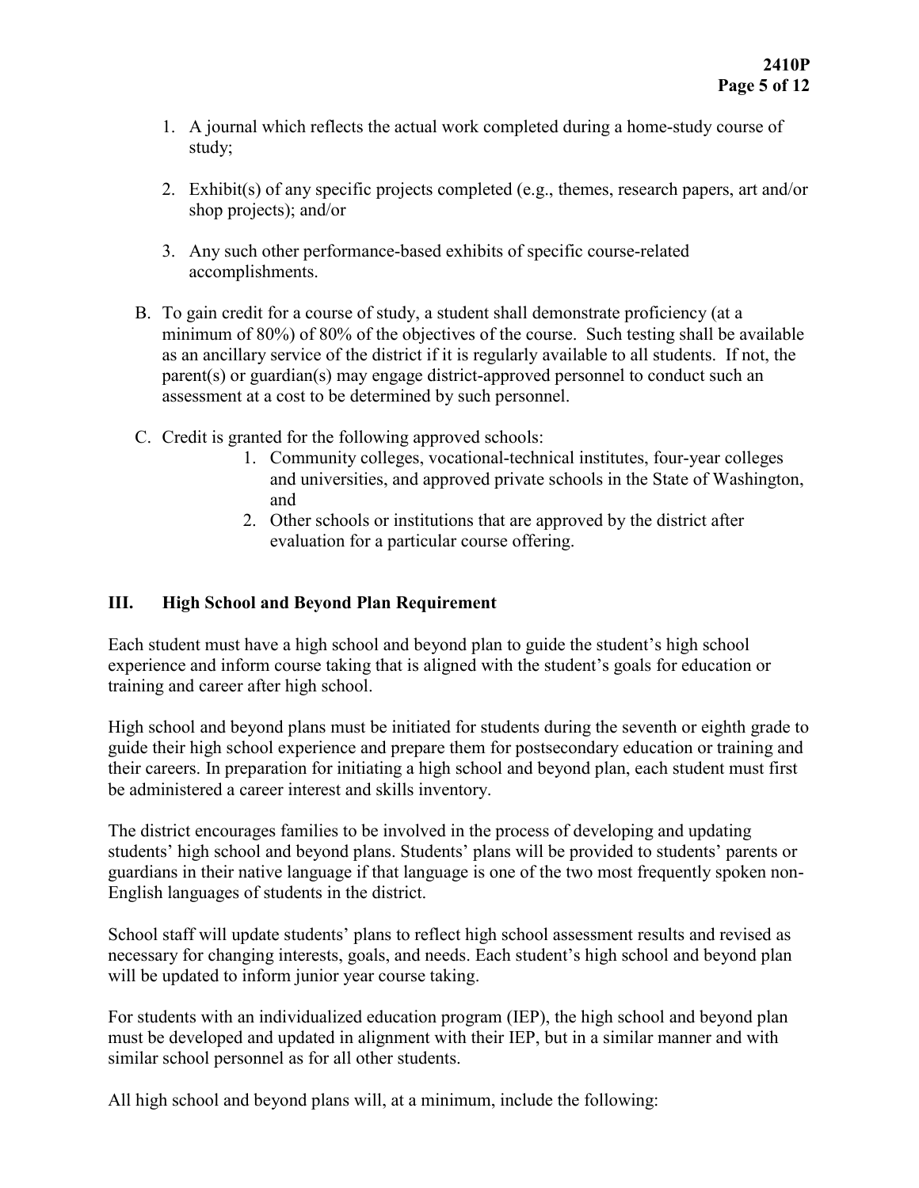1. A journal which reflects the actual work completed during a home-study course of study;

2. Exhibit(s) of any specific projects completed (e.g., themes, research papers, art and/or shop projects); and/or

3. Any such other performance-based exhibits of specific course-related accomplishments.

B. To gain credit for a course of study, a student shall demonstrate proficiency (at a minimum of 80%) of 80% of the objectives of the course. Such testing shall be available as an ancillary service of the district if it is regularly available to all students. If not, the parent(s) or guardian(s) may engage district-approved personnel to conduct such an assessment at a cost to be determined by such personnel.

C. Credit is granted for the following approved schools:
   1. Community colleges, vocational-technical institutes, four-year colleges and universities, and approved private schools in the State of Washington, and
   2. Other schools or institutions that are approved by the district after evaluation for a particular course offering.

## III. High School and Beyond Plan Requirement

Each student must have a high school and beyond plan to guide the student's high school experience and inform course taking that is aligned with the student's goals for education or training and career after high school.

High school and beyond plans must be initiated for students during the seventh or eighth grade to guide their high school experience and prepare them for postsecondary education or training and their careers. In preparation for initiating a high school and beyond plan, each student must first be administered a career interest and skills inventory.

The district encourages families to be involved in the process of developing and updating students' high school and beyond plans. Students' plans will be provided to students' parents or guardians in their native language if that language is one of the two most frequently spoken non-English languages of students in the district.

School staff will update students' plans to reflect high school assessment results and revised as necessary for changing interests, goals, and needs. Each student's high school and beyond plan will be updated to inform junior year course taking.

For students with an individualized education program (IEP), the high school and beyond plan must be developed and updated in alignment with their IEP, but in a similar manner and with similar school personnel as for all other students.

All high school and beyond plans will, at a minimum, include the following: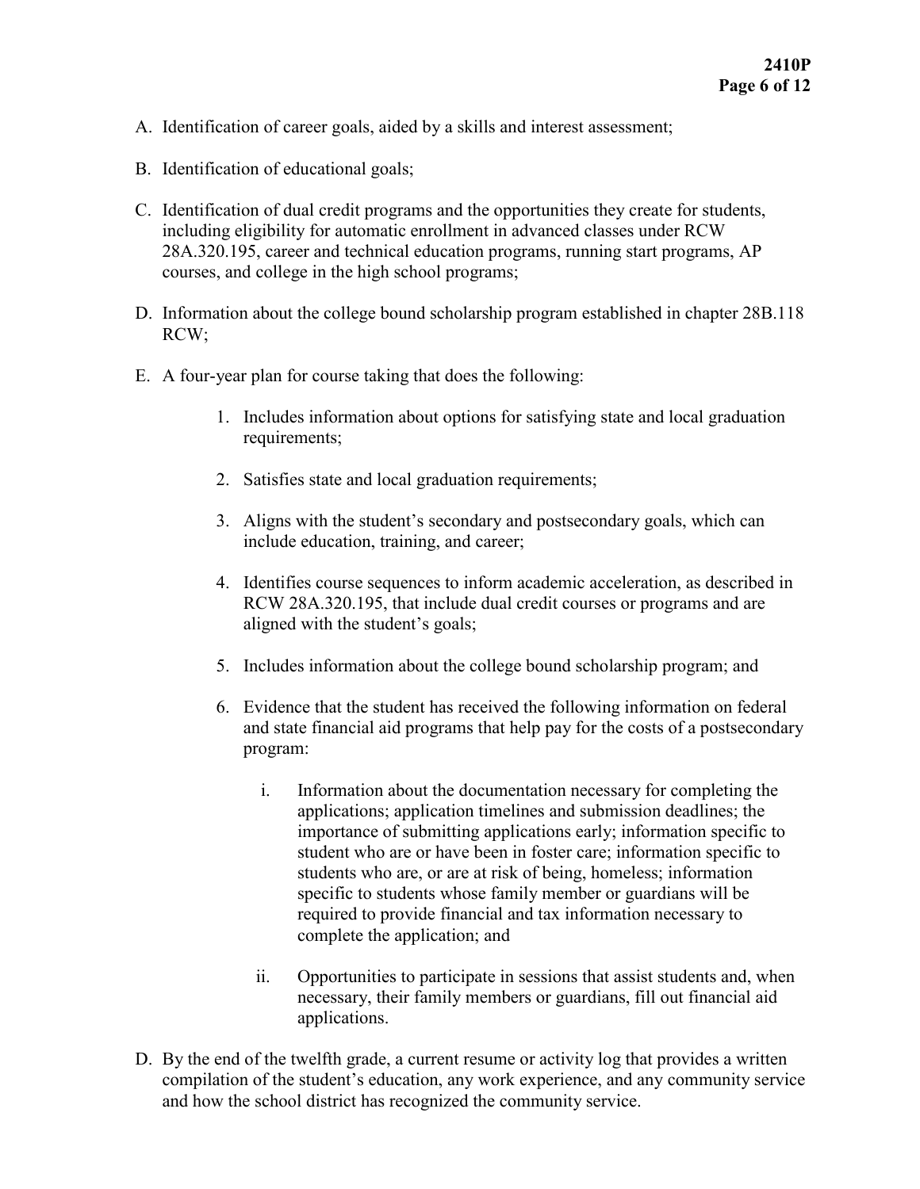A. Identification of career goals, aided by a skills and interest assessment;

B. Identification of educational goals;

C. Identification of dual credit programs and the opportunities they create for students, including eligibility for automatic enrollment in advanced classes under RCW 28A.320.195, career and technical education programs, running start programs, AP courses, and college in the high school programs;

D. Information about the college bound scholarship program established in chapter 28B.118 RCW;

E. A four-year plan for course taking that does the following:

   1. Includes information about options for satisfying state and local graduation requirements;

   2. Satisfies state and local graduation requirements;

   3. Aligns with the student's secondary and postsecondary goals, which can include education, training, and career;

   4. Identifies course sequences to inform academic acceleration, as described in RCW 28A.320.195, that include dual credit courses or programs and are aligned with the student's goals;

   5. Includes information about the college bound scholarship program; and

   6. Evidence that the student has received the following information on federal and state financial aid programs that help pay for the costs of a postsecondary program:

      i. Information about the documentation necessary for completing the applications; application timelines and submission deadlines; the importance of submitting applications early; information specific to student who are or have been in foster care; information specific to students who are, or are at risk of being, homeless; information specific to students whose family member or guardians will be required to provide financial and tax information necessary to complete the application; and

      ii. Opportunities to participate in sessions that assist students and, when necessary, their family members or guardians, fill out financial aid applications.

D. By the end of the twelfth grade, a current resume or activity log that provides a written compilation of the student's education, any work experience, and any community service and how the school district has recognized the community service.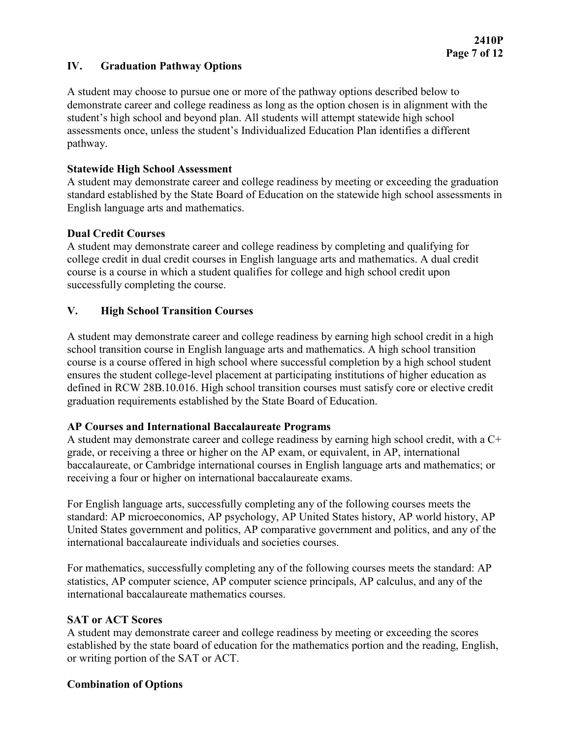## IV. Graduation Pathway Options

A student may choose to pursue one or more of the pathway options described below to demonstrate career and college readiness as long as the option chosen is in alignment with the student's high school and beyond plan. All students will attempt statewide high school assessments once, unless the student's Individualized Education Plan identifies a different pathway.

**Statewide High School Assessment**
A student may demonstrate career and college readiness by meeting or exceeding the graduation standard established by the State Board of Education on the statewide high school assessments in English language arts and mathematics.

**Dual Credit Courses**
A student may demonstrate career and college readiness by completing and qualifying for college credit in dual credit courses in English language arts and mathematics. A dual credit course is a course in which a student qualifies for college and high school credit upon successfully completing the course.

## V. High School Transition Courses

A student may demonstrate career and college readiness by earning high school credit in a high school transition course in English language arts and mathematics. A high school transition course is a course offered in high school where successful completion by a high school student ensures the student college-level placement at participating institutions of higher education as defined in RCW 28B.10.016. High school transition courses must satisfy core or elective credit graduation requirements established by the State Board of Education.

**AP Courses and International Baccalaureate Programs**
A student may demonstrate career and college readiness by earning high school credit, with a C+ grade, or receiving a three or higher on the AP exam, or equivalent, in AP, international baccalaureate, or Cambridge international courses in English language arts and mathematics; or receiving a four or higher on international baccalaureate exams.

For English language arts, successfully completing any of the following courses meets the standard: AP microeconomics, AP psychology, AP United States history, AP world history, AP United States government and politics, AP comparative government and politics, and any of the international baccalaureate individuals and societies courses.

For mathematics, successfully completing any of the following courses meets the standard: AP statistics, AP computer science, AP computer science principals, AP calculus, and any of the international baccalaureate mathematics courses.

**SAT or ACT Scores**
A student may demonstrate career and college readiness by meeting or exceeding the scores established by the state board of education for the mathematics portion and the reading, English, or writing portion of the SAT or ACT.

**Combination of Options**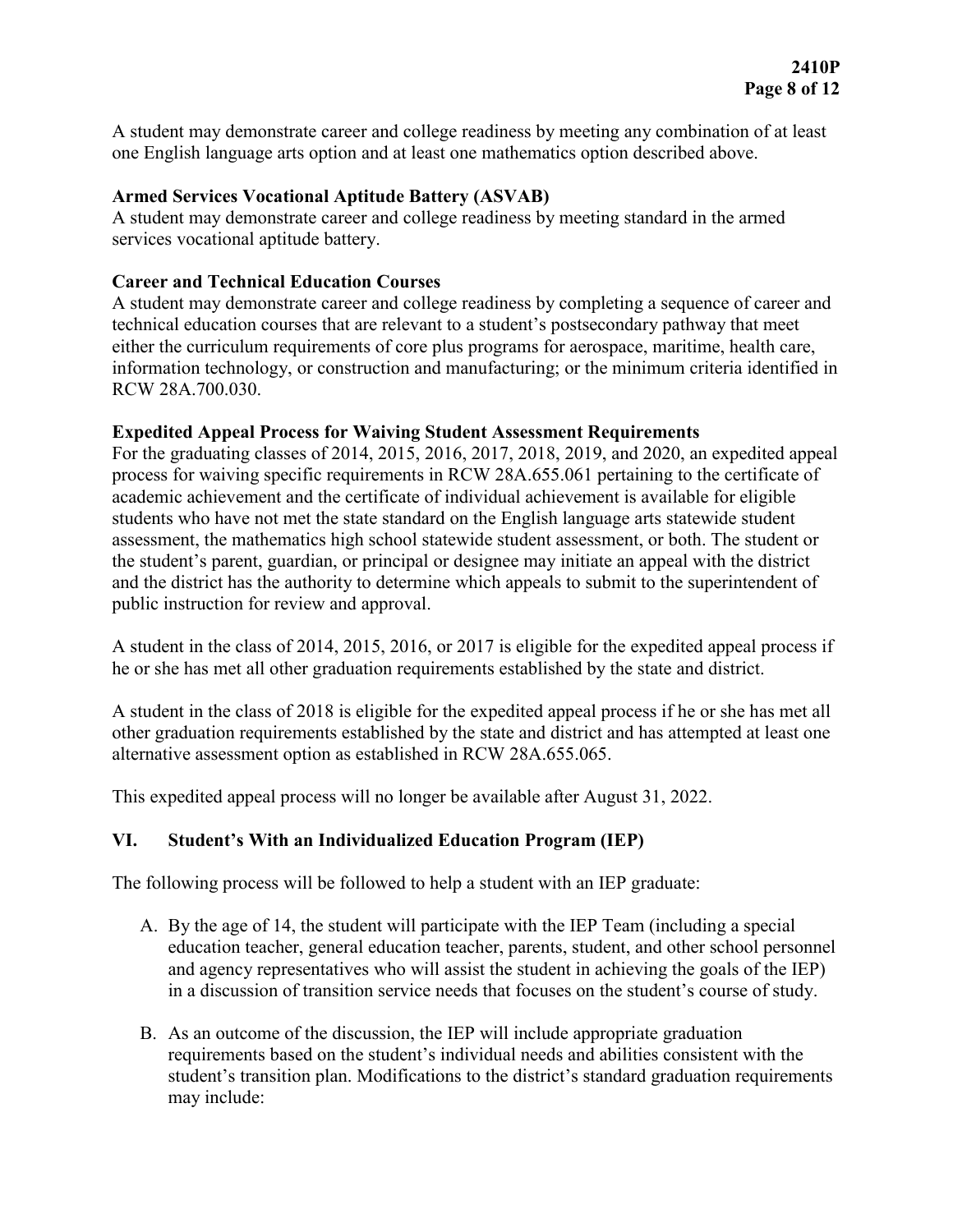A student may demonstrate career and college readiness by meeting any combination of at least one English language arts option and at least one mathematics option described above.

**Armed Services Vocational Aptitude Battery (ASVAB)**
A student may demonstrate career and college readiness by meeting standard in the armed services vocational aptitude battery.

**Career and Technical Education Courses**
A student may demonstrate career and college readiness by completing a sequence of career and technical education courses that are relevant to a student's postsecondary pathway that meet either the curriculum requirements of core plus programs for aerospace, maritime, health care, information technology, or construction and manufacturing; or the minimum criteria identified in RCW 28A.700.030.

**Expedited Appeal Process for Waiving Student Assessment Requirements**
For the graduating classes of 2014, 2015, 2016, 2017, 2018, 2019, and 2020, an expedited appeal process for waiving specific requirements in RCW 28A.655.061 pertaining to the certificate of academic achievement and the certificate of individual achievement is available for eligible students who have not met the state standard on the English language arts statewide student assessment, the mathematics high school statewide student assessment, or both. The student or the student's parent, guardian, or principal or designee may initiate an appeal with the district and the district has the authority to determine which appeals to submit to the superintendent of public instruction for review and approval.

A student in the class of 2014, 2015, 2016, or 2017 is eligible for the expedited appeal process if he or she has met all other graduation requirements established by the state and district.

A student in the class of 2018 is eligible for the expedited appeal process if he or she has met all other graduation requirements established by the state and district and has attempted at least one alternative assessment option as established in RCW 28A.655.065.

This expedited appeal process will no longer be available after August 31, 2022.

## VI. Student's With an Individualized Education Program (IEP)

The following process will be followed to help a student with an IEP graduate:

A. By the age of 14, the student will participate with the IEP Team (including a special education teacher, general education teacher, parents, student, and other school personnel and agency representatives who will assist the student in achieving the goals of the IEP) in a discussion of transition service needs that focuses on the student's course of study.

B. As an outcome of the discussion, the IEP will include appropriate graduation requirements based on the student's individual needs and abilities consistent with the student's transition plan. Modifications to the district's standard graduation requirements may include: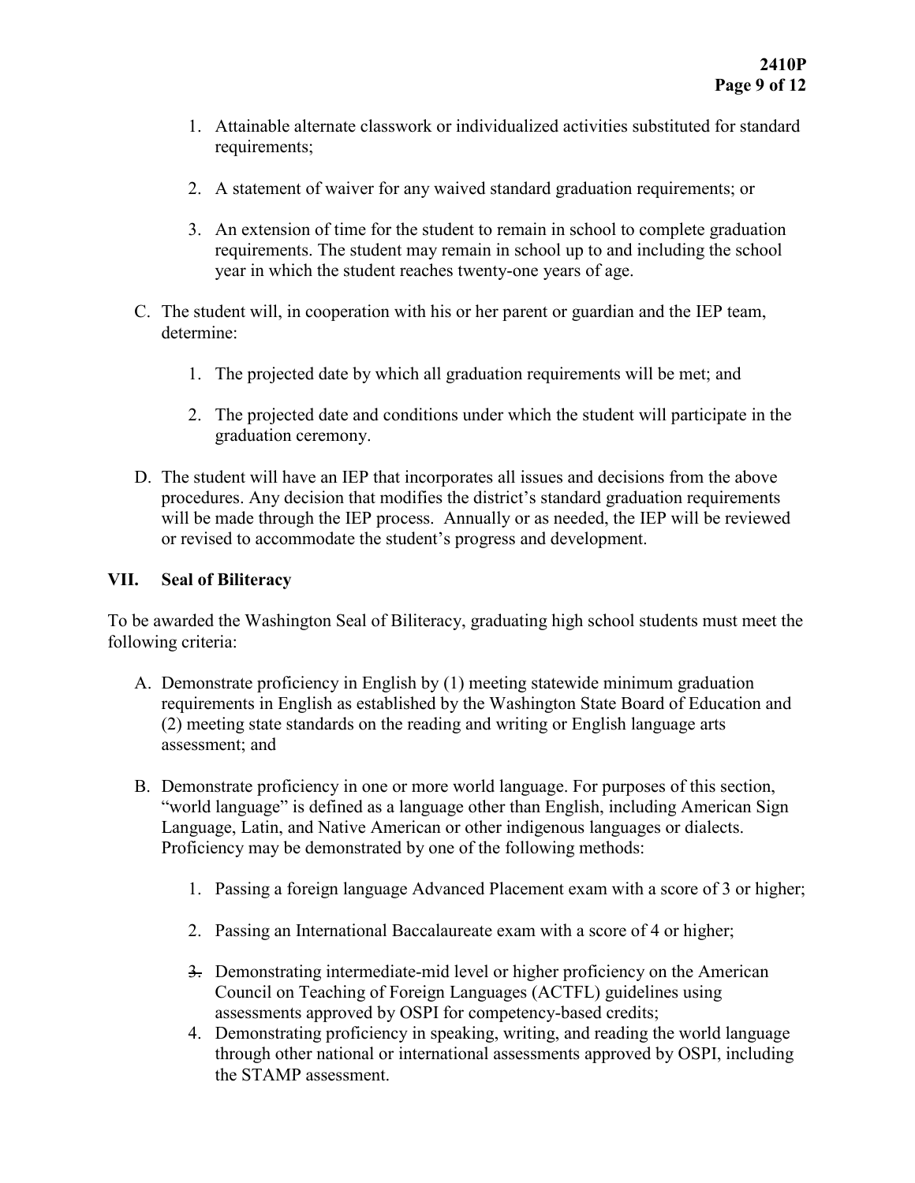1. Attainable alternate classwork or individualized activities substituted for standard requirements;

2. A statement of waiver for any waived standard graduation requirements; or

3. An extension of time for the student to remain in school to complete graduation requirements. The student may remain in school up to and including the school year in which the student reaches twenty-one years of age.

C. The student will, in cooperation with his or her parent or guardian and the IEP team, determine:

1. The projected date by which all graduation requirements will be met; and

2. The projected date and conditions under which the student will participate in the graduation ceremony.

D. The student will have an IEP that incorporates all issues and decisions from the above procedures. Any decision that modifies the district's standard graduation requirements will be made through the IEP process. Annually or as needed, the IEP will be reviewed or revised to accommodate the student's progress and development.

## VII. Seal of Biliteracy

To be awarded the Washington Seal of Biliteracy, graduating high school students must meet the following criteria:

A. Demonstrate proficiency in English by (1) meeting statewide minimum graduation requirements in English as established by the Washington State Board of Education and (2) meeting state standards on the reading and writing or English language arts assessment; and

B. Demonstrate proficiency in one or more world language. For purposes of this section, "world language" is defined as a language other than English, including American Sign Language, Latin, and Native American or other indigenous languages or dialects. Proficiency may be demonstrated by one of the following methods:

1. Passing a foreign language Advanced Placement exam with a score of 3 or higher;

2. Passing an International Baccalaureate exam with a score of 4 or higher;

3. Demonstrating intermediate-mid level or higher proficiency on the American Council on Teaching of Foreign Languages (ACTFL) guidelines using assessments approved by OSPI for competency-based credits;
4. Demonstrating proficiency in speaking, writing, and reading the world language through other national or international assessments approved by OSPI, including the STAMP assessment.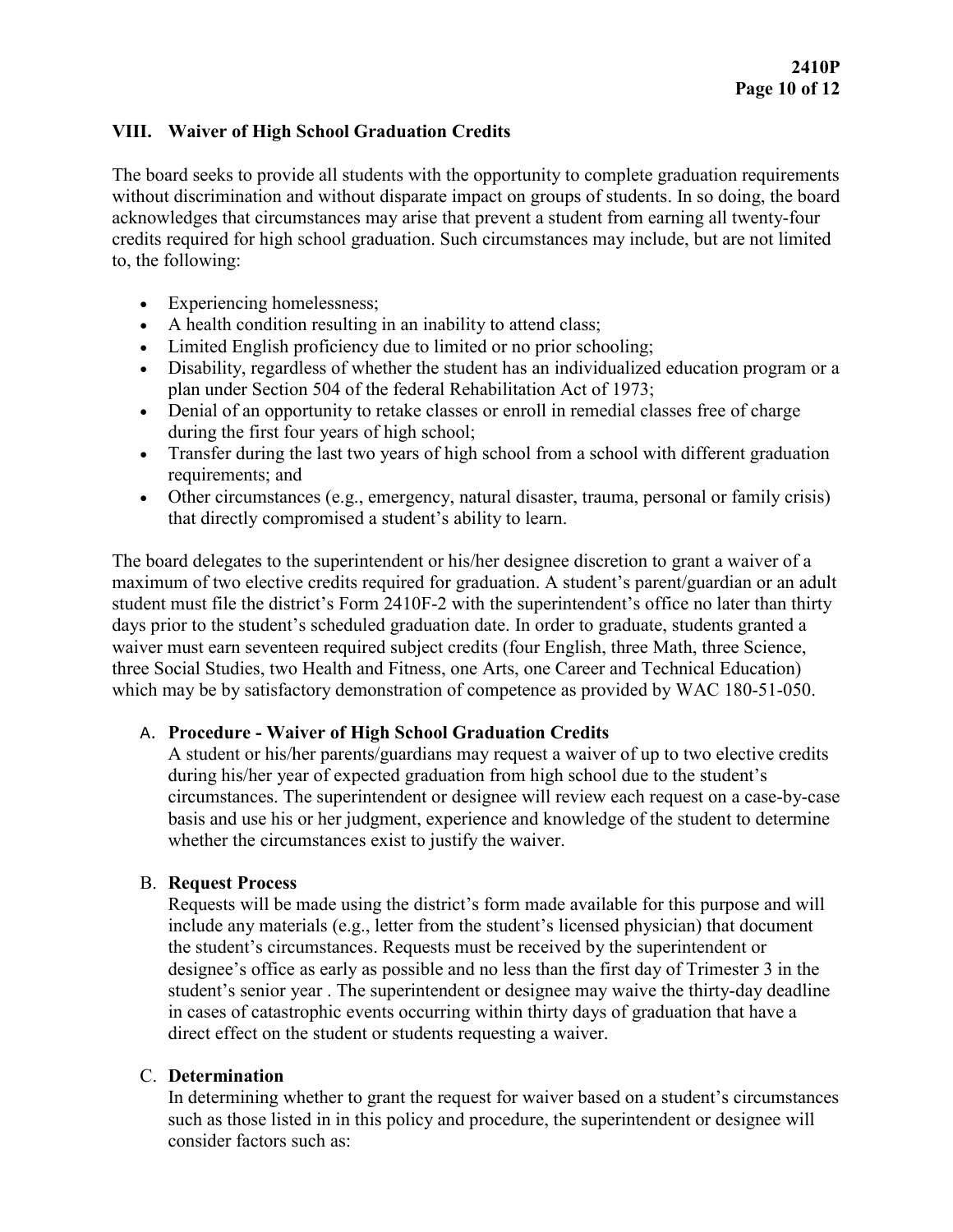## VIII. Waiver of High School Graduation Credits

The board seeks to provide all students with the opportunity to complete graduation requirements without discrimination and without disparate impact on groups of students. In so doing, the board acknowledges that circumstances may arise that prevent a student from earning all twenty-four credits required for high school graduation. Such circumstances may include, but are not limited to, the following:

- Experiencing homelessness;
- A health condition resulting in an inability to attend class;
- Limited English proficiency due to limited or no prior schooling;
- Disability, regardless of whether the student has an individualized education program or a plan under Section 504 of the federal Rehabilitation Act of 1973;
- Denial of an opportunity to retake classes or enroll in remedial classes free of charge during the first four years of high school;
- Transfer during the last two years of high school from a school with different graduation requirements; and
- Other circumstances (e.g., emergency, natural disaster, trauma, personal or family crisis) that directly compromised a student's ability to learn.

The board delegates to the superintendent or his/her designee discretion to grant a waiver of a maximum of two elective credits required for graduation. A student's parent/guardian or an adult student must file the district's Form 2410F-2 with the superintendent's office no later than thirty days prior to the student's scheduled graduation date. In order to graduate, students granted a waiver must earn seventeen required subject credits (four English, three Math, three Science, three Social Studies, two Health and Fitness, one Arts, one Career and Technical Education) which may be by satisfactory demonstration of competence as provided by WAC 180-51-050.

### A. Procedure - Waiver of High School Graduation Credits

A student or his/her parents/guardians may request a waiver of up to two elective credits during his/her year of expected graduation from high school due to the student's circumstances. The superintendent or designee will review each request on a case-by-case basis and use his or her judgment, experience and knowledge of the student to determine whether the circumstances exist to justify the waiver.

### B. Request Process

Requests will be made using the district's form made available for this purpose and will include any materials (e.g., letter from the student's licensed physician) that document the student's circumstances. Requests must be received by the superintendent or designee's office as early as possible and no less than the first day of Trimester 3 in the student's senior year . The superintendent or designee may waive the thirty-day deadline in cases of catastrophic events occurring within thirty days of graduation that have a direct effect on the student or students requesting a waiver.

### C. Determination

In determining whether to grant the request for waiver based on a student's circumstances such as those listed in in this policy and procedure, the superintendent or designee will consider factors such as: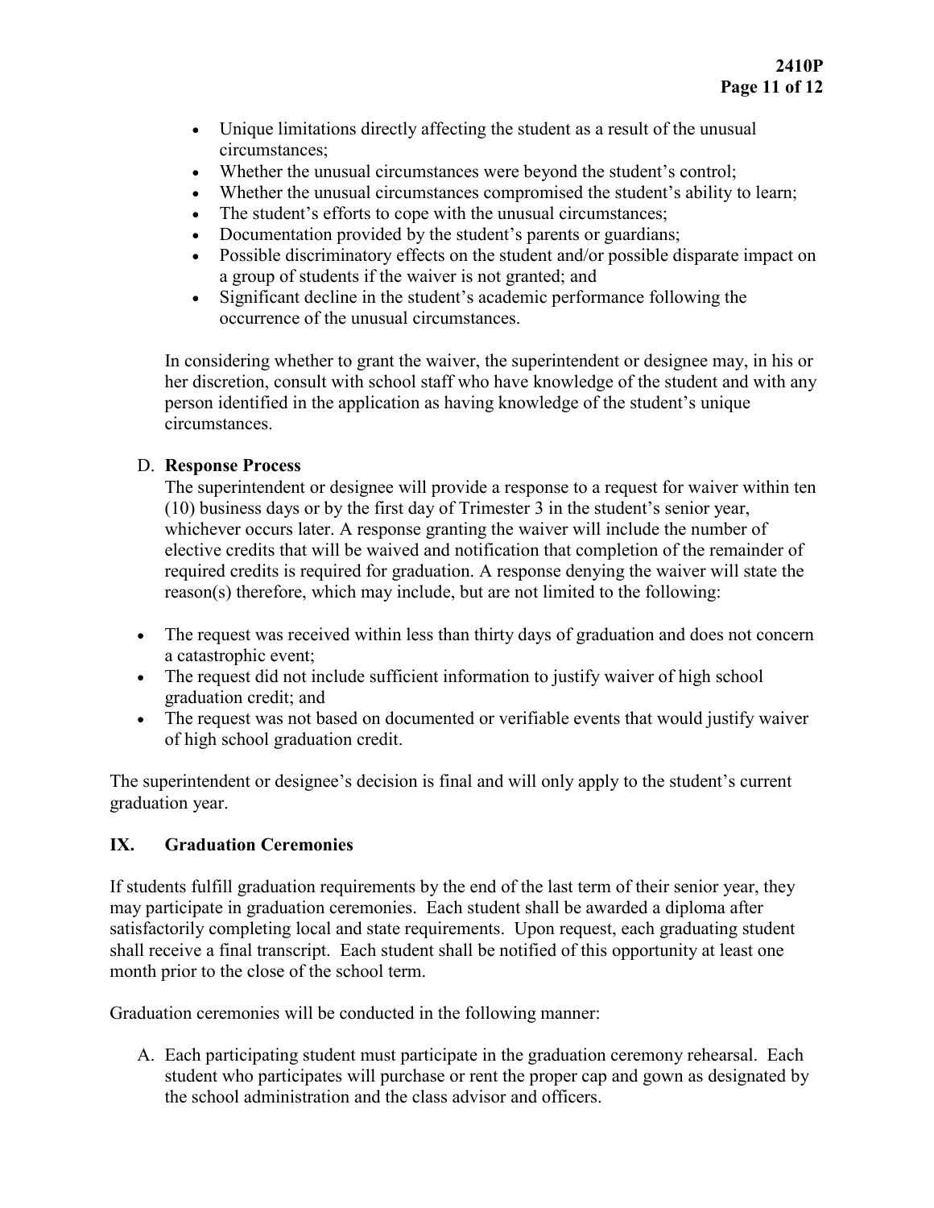- Unique limitations directly affecting the student as a result of the unusual circumstances;
- Whether the unusual circumstances were beyond the student's control;
- Whether the unusual circumstances compromised the student's ability to learn;
- The student's efforts to cope with the unusual circumstances;
- Documentation provided by the student's parents or guardians;
- Possible discriminatory effects on the student and/or possible disparate impact on a group of students if the waiver is not granted; and
- Significant decline in the student's academic performance following the occurrence of the unusual circumstances.

In considering whether to grant the waiver, the superintendent or designee may, in his or her discretion, consult with school staff who have knowledge of the student and with any person identified in the application as having knowledge of the student's unique circumstances.

D. **Response Process**

The superintendent or designee will provide a response to a request for waiver within ten (10) business days or by the first day of Trimester 3 in the student's senior year, whichever occurs later. A response granting the waiver will include the number of elective credits that will be waived and notification that completion of the remainder of required credits is required for graduation. A response denying the waiver will state the reason(s) therefore, which may include, but are not limited to the following:

- The request was received within less than thirty days of graduation and does not concern a catastrophic event;
- The request did not include sufficient information to justify waiver of high school graduation credit; and
- The request was not based on documented or verifiable events that would justify waiver of high school graduation credit.

The superintendent or designee's decision is final and will only apply to the student's current graduation year.

## IX. Graduation Ceremonies

If students fulfill graduation requirements by the end of the last term of their senior year, they may participate in graduation ceremonies. Each student shall be awarded a diploma after satisfactorily completing local and state requirements. Upon request, each graduating student shall receive a final transcript. Each student shall be notified of this opportunity at least one month prior to the close of the school term.

Graduation ceremonies will be conducted in the following manner:

A. Each participating student must participate in the graduation ceremony rehearsal. Each student who participates will purchase or rent the proper cap and gown as designated by the school administration and the class advisor and officers.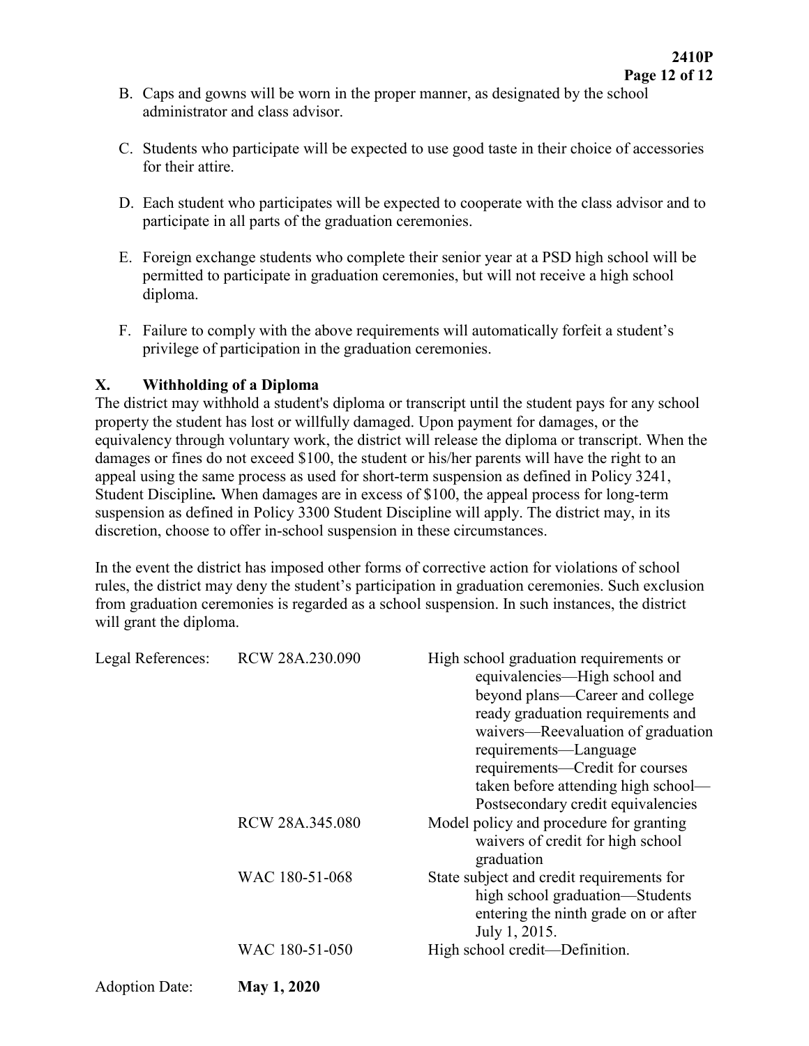B. Caps and gowns will be worn in the proper manner, as designated by the school administrator and class advisor.

C. Students who participate will be expected to use good taste in their choice of accessories for their attire.

D. Each student who participates will be expected to cooperate with the class advisor and to participate in all parts of the graduation ceremonies.

E. Foreign exchange students who complete their senior year at a PSD high school will be permitted to participate in graduation ceremonies, but will not receive a high school diploma.

F. Failure to comply with the above requirements will automatically forfeit a student's privilege of participation in the graduation ceremonies.

## X. Withholding of a Diploma

The district may withhold a student's diploma or transcript until the student pays for any school property the student has lost or willfully damaged. Upon payment for damages, or the equivalency through voluntary work, the district will release the diploma or transcript. When the damages or fines do not exceed $100, the student or his/her parents will have the right to an appeal using the same process as used for short-term suspension as defined in Policy 3241, Student Discipline*.* When damages are in excess of $100, the appeal process for long-term suspension as defined in Policy 3300 Student Discipline will apply. The district may, in its discretion, choose to offer in-school suspension in these circumstances.

In the event the district has imposed other forms of corrective action for violations of school rules, the district may deny the student's participation in graduation ceremonies. Such exclusion from graduation ceremonies is regarded as a school suspension. In such instances, the district will grant the diploma.

| | | |
|---|---|---|
| Legal References: | RCW 28A.230.090 | High school graduation requirements or equivalencies—High school and beyond plans—Career and college ready graduation requirements and waivers—Reevaluation of graduation requirements—Language requirements—Credit for courses taken before attending high school—Postsecondary credit equivalencies |
| | RCW 28A.345.080 | Model policy and procedure for granting waivers of credit for high school graduation |
| | WAC 180-51-068 | State subject and credit requirements for high school graduation—Students entering the ninth grade on or after July 1, 2015. |
| | WAC 180-51-050 | High school credit—Definition. |

Adoption Date: **May 1, 2020**